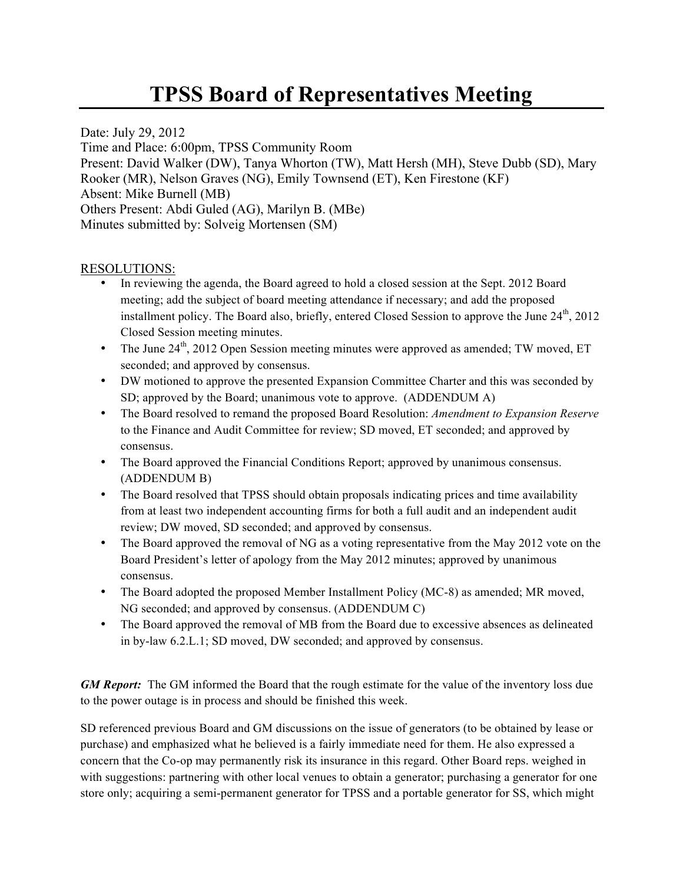# TPSS Board of Representatives Meeting

Date: July 29, 2012
Time and Place: 6:00pm, TPSS Community Room
Present: David Walker (DW), Tanya Whorton (TW), Matt Hersh (MH), Steve Dubb (SD), Mary Rooker (MR), Nelson Graves (NG), Emily Townsend (ET), Ken Firestone (KF)
Absent: Mike Burnell (MB)
Others Present: Abdi Guled (AG), Marilyn B. (MBe)
Minutes submitted by: Solveig Mortensen (SM)

RESOLUTIONS:

- In reviewing the agenda, the Board agreed to hold a closed session at the Sept. 2012 Board meeting; add the subject of board meeting attendance if necessary; and add the proposed installment policy. The Board also, briefly, entered Closed Session to approve the June 24th, 2012 Closed Session meeting minutes.
- The June 24th, 2012 Open Session meeting minutes were approved as amended; TW moved, ET seconded; and approved by consensus.
- DW motioned to approve the presented Expansion Committee Charter and this was seconded by SD; approved by the Board; unanimous vote to approve. (ADDENDUM A)
- The Board resolved to remand the proposed Board Resolution: *Amendment to Expansion Reserve* to the Finance and Audit Committee for review; SD moved, ET seconded; and approved by consensus.
- The Board approved the Financial Conditions Report; approved by unanimous consensus. (ADDENDUM B)
- The Board resolved that TPSS should obtain proposals indicating prices and time availability from at least two independent accounting firms for both a full audit and an independent audit review; DW moved, SD seconded; and approved by consensus.
- The Board approved the removal of NG as a voting representative from the May 2012 vote on the Board President's letter of apology from the May 2012 minutes; approved by unanimous consensus.
- The Board adopted the proposed Member Installment Policy (MC-8) as amended; MR moved, NG seconded; and approved by consensus. (ADDENDUM C)
- The Board approved the removal of MB from the Board due to excessive absences as delineated in by-law 6.2.L.1; SD moved, DW seconded; and approved by consensus.

***GM Report:*** The GM informed the Board that the rough estimate for the value of the inventory loss due to the power outage is in process and should be finished this week.

SD referenced previous Board and GM discussions on the issue of generators (to be obtained by lease or purchase) and emphasized what he believed is a fairly immediate need for them. He also expressed a concern that the Co-op may permanently risk its insurance in this regard. Other Board reps. weighed in with suggestions: partnering with other local venues to obtain a generator; purchasing a generator for one store only; acquiring a semi-permanent generator for TPSS and a portable generator for SS, which might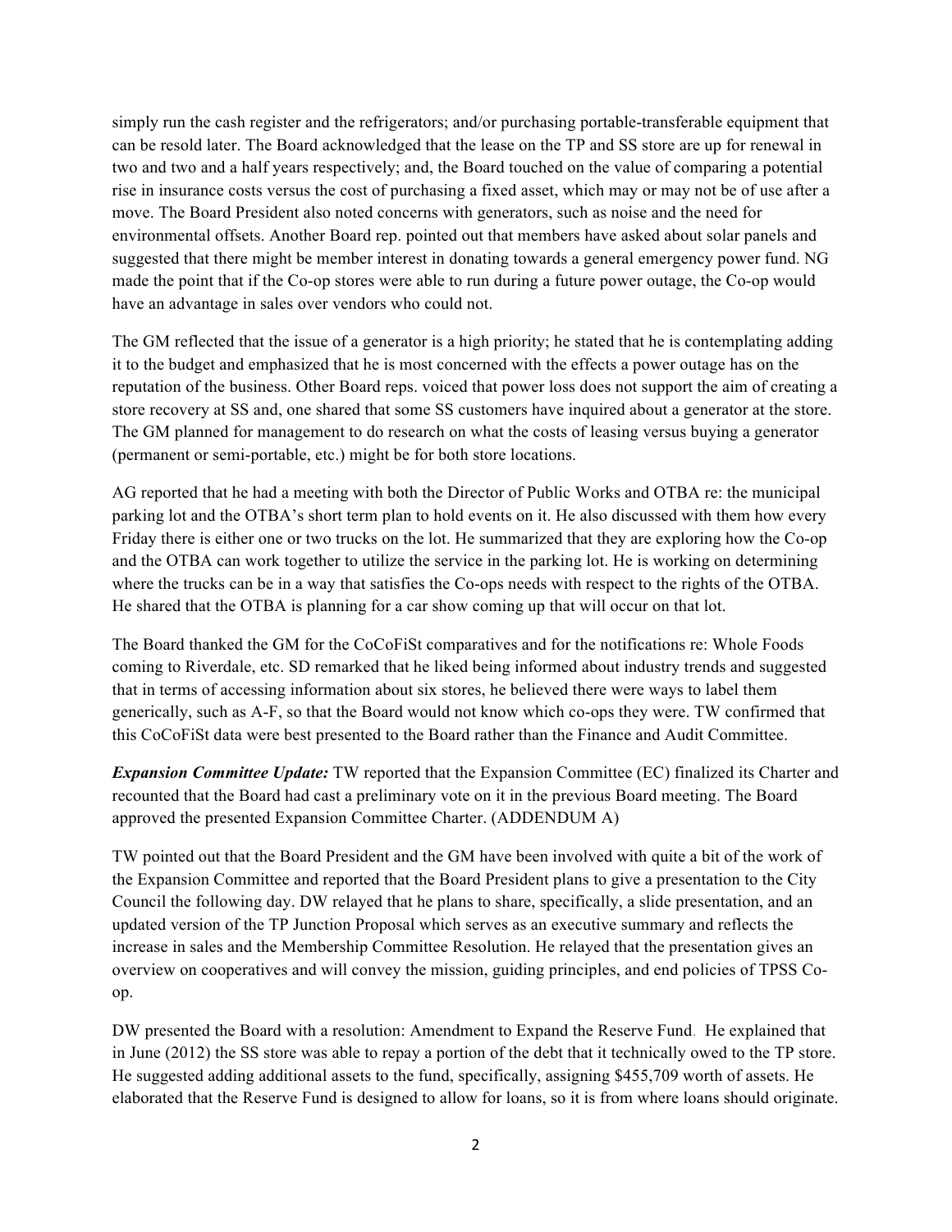simply run the cash register and the refrigerators; and/or purchasing portable-transferable equipment that can be resold later. The Board acknowledged that the lease on the TP and SS store are up for renewal in two and two and a half years respectively; and, the Board touched on the value of comparing a potential rise in insurance costs versus the cost of purchasing a fixed asset, which may or may not be of use after a move. The Board President also noted concerns with generators, such as noise and the need for environmental offsets. Another Board rep. pointed out that members have asked about solar panels and suggested that there might be member interest in donating towards a general emergency power fund. NG made the point that if the Co-op stores were able to run during a future power outage, the Co-op would have an advantage in sales over vendors who could not.

The GM reflected that the issue of a generator is a high priority; he stated that he is contemplating adding it to the budget and emphasized that he is most concerned with the effects a power outage has on the reputation of the business. Other Board reps. voiced that power loss does not support the aim of creating a store recovery at SS and, one shared that some SS customers have inquired about a generator at the store. The GM planned for management to do research on what the costs of leasing versus buying a generator (permanent or semi-portable, etc.) might be for both store locations.

AG reported that he had a meeting with both the Director of Public Works and OTBA re: the municipal parking lot and the OTBA's short term plan to hold events on it. He also discussed with them how every Friday there is either one or two trucks on the lot. He summarized that they are exploring how the Co-op and the OTBA can work together to utilize the service in the parking lot. He is working on determining where the trucks can be in a way that satisfies the Co-ops needs with respect to the rights of the OTBA. He shared that the OTBA is planning for a car show coming up that will occur on that lot.

The Board thanked the GM for the CoCoFiSt comparatives and for the notifications re: Whole Foods coming to Riverdale, etc. SD remarked that he liked being informed about industry trends and suggested that in terms of accessing information about six stores, he believed there were ways to label them generically, such as A-F, so that the Board would not know which co-ops they were. TW confirmed that this CoCoFiSt data were best presented to the Board rather than the Finance and Audit Committee.

***Expansion Committee Update:*** TW reported that the Expansion Committee (EC) finalized its Charter and recounted that the Board had cast a preliminary vote on it in the previous Board meeting. The Board approved the presented Expansion Committee Charter. (ADDENDUM A)

TW pointed out that the Board President and the GM have been involved with quite a bit of the work of the Expansion Committee and reported that the Board President plans to give a presentation to the City Council the following day. DW relayed that he plans to share, specifically, a slide presentation, and an updated version of the TP Junction Proposal which serves as an executive summary and reflects the increase in sales and the Membership Committee Resolution. He relayed that the presentation gives an overview on cooperatives and will convey the mission, guiding principles, and end policies of TPSS Co-op.

DW presented the Board with a resolution: Amendment to Expand the Reserve Fund. He explained that in June (2012) the SS store was able to repay a portion of the debt that it technically owed to the TP store. He suggested adding additional assets to the fund, specifically, assigning $455,709 worth of assets. He elaborated that the Reserve Fund is designed to allow for loans, so it is from where loans should originate.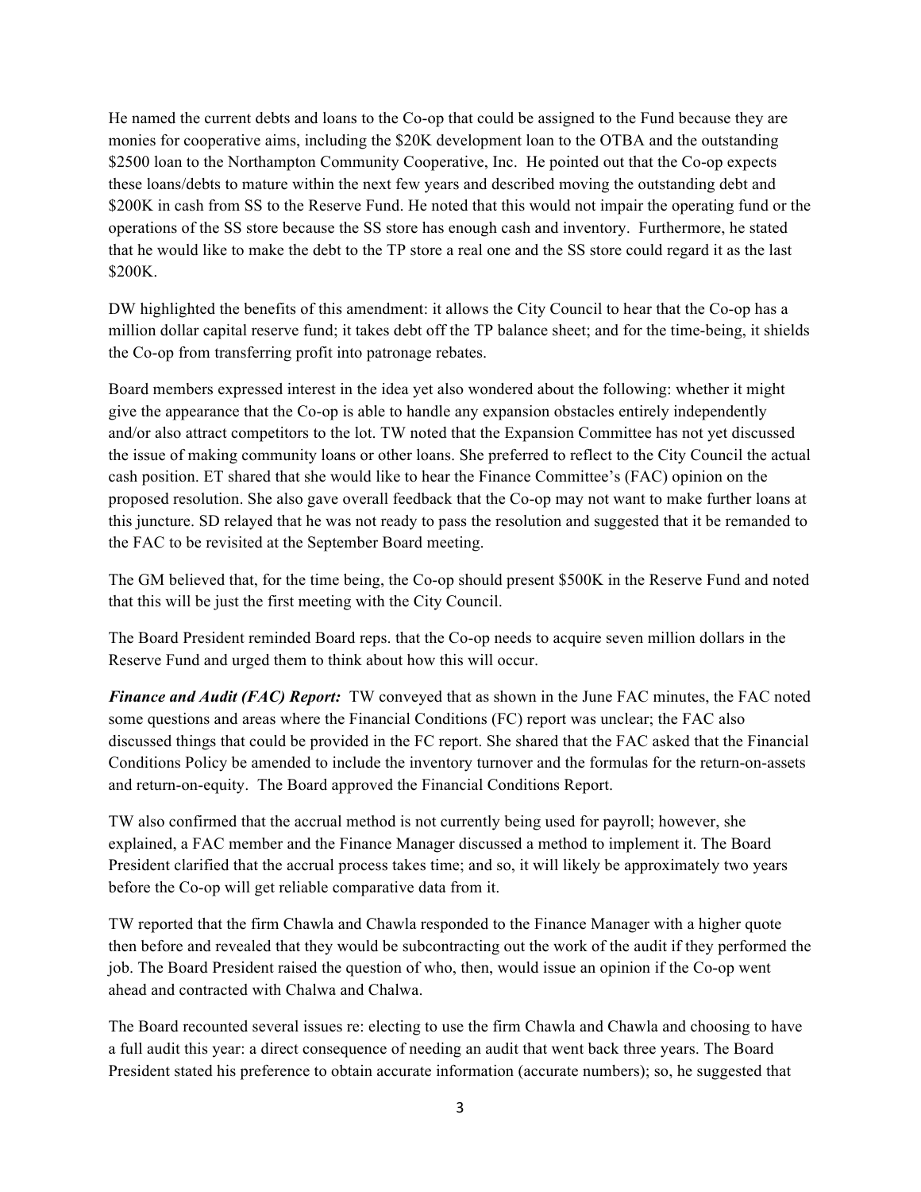He named the current debts and loans to the Co-op that could be assigned to the Fund because they are monies for cooperative aims, including the $20K development loan to the OTBA and the outstanding $2500 loan to the Northampton Community Cooperative, Inc. He pointed out that the Co-op expects these loans/debts to mature within the next few years and described moving the outstanding debt and $200K in cash from SS to the Reserve Fund. He noted that this would not impair the operating fund or the operations of the SS store because the SS store has enough cash and inventory. Furthermore, he stated that he would like to make the debt to the TP store a real one and the SS store could regard it as the last $200K.

DW highlighted the benefits of this amendment: it allows the City Council to hear that the Co-op has a million dollar capital reserve fund; it takes debt off the TP balance sheet; and for the time-being, it shields the Co-op from transferring profit into patronage rebates.

Board members expressed interest in the idea yet also wondered about the following: whether it might give the appearance that the Co-op is able to handle any expansion obstacles entirely independently and/or also attract competitors to the lot. TW noted that the Expansion Committee has not yet discussed the issue of making community loans or other loans. She preferred to reflect to the City Council the actual cash position. ET shared that she would like to hear the Finance Committee's (FAC) opinion on the proposed resolution. She also gave overall feedback that the Co-op may not want to make further loans at this juncture. SD relayed that he was not ready to pass the resolution and suggested that it be remanded to the FAC to be revisited at the September Board meeting.

The GM believed that, for the time being, the Co-op should present $500K in the Reserve Fund and noted that this will be just the first meeting with the City Council.

The Board President reminded Board reps. that the Co-op needs to acquire seven million dollars in the Reserve Fund and urged them to think about how this will occur.

***Finance and Audit (FAC) Report:*** TW conveyed that as shown in the June FAC minutes, the FAC noted some questions and areas where the Financial Conditions (FC) report was unclear; the FAC also discussed things that could be provided in the FC report. She shared that the FAC asked that the Financial Conditions Policy be amended to include the inventory turnover and the formulas for the return-on-assets and return-on-equity. The Board approved the Financial Conditions Report.

TW also confirmed that the accrual method is not currently being used for payroll; however, she explained, a FAC member and the Finance Manager discussed a method to implement it. The Board President clarified that the accrual process takes time; and so, it will likely be approximately two years before the Co-op will get reliable comparative data from it.

TW reported that the firm Chawla and Chawla responded to the Finance Manager with a higher quote then before and revealed that they would be subcontracting out the work of the audit if they performed the job. The Board President raised the question of who, then, would issue an opinion if the Co-op went ahead and contracted with Chalwa and Chalwa.

The Board recounted several issues re: electing to use the firm Chawla and Chawla and choosing to have a full audit this year: a direct consequence of needing an audit that went back three years. The Board President stated his preference to obtain accurate information (accurate numbers); so, he suggested that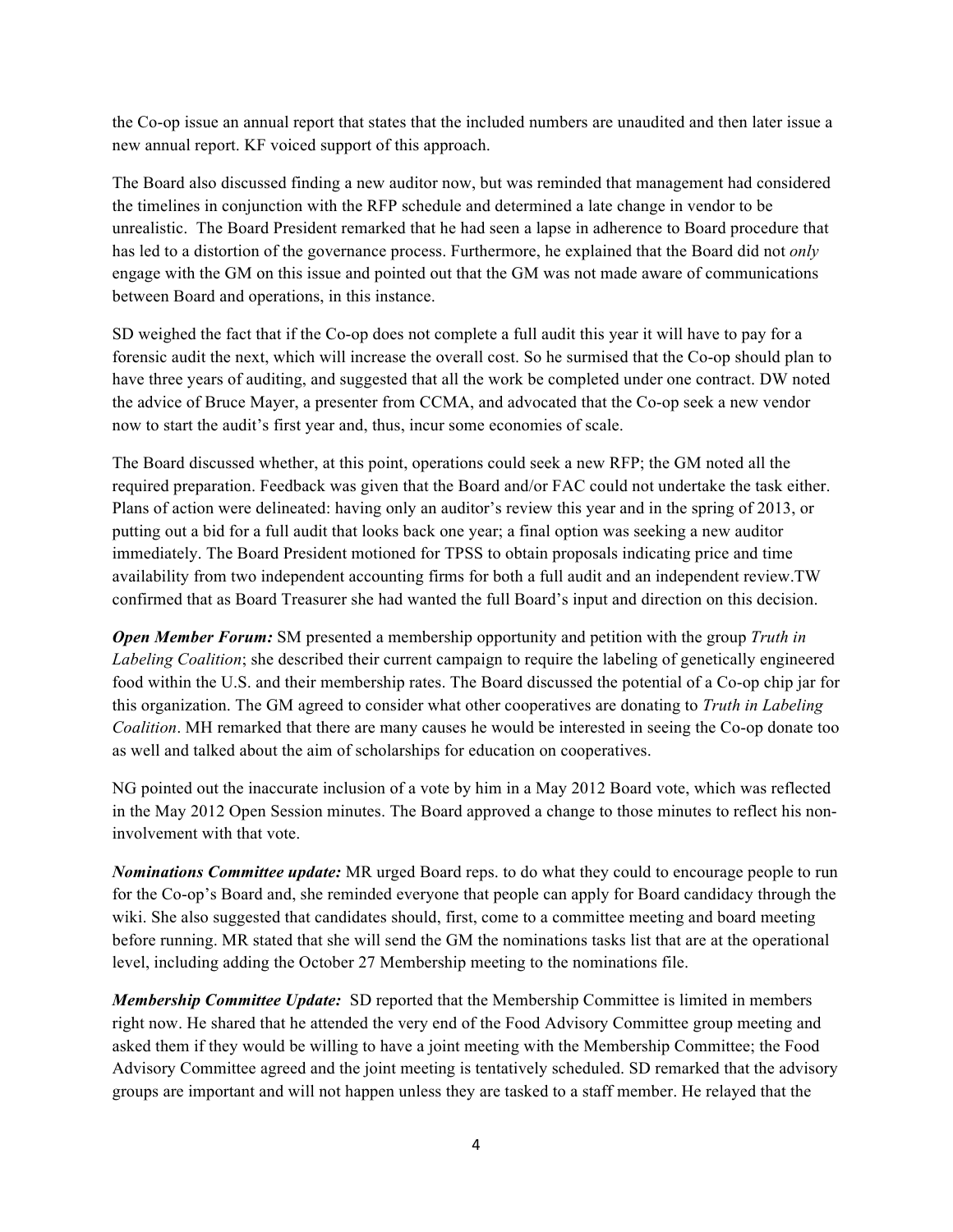the Co-op issue an annual report that states that the included numbers are unaudited and then later issue a new annual report. KF voiced support of this approach.

The Board also discussed finding a new auditor now, but was reminded that management had considered the timelines in conjunction with the RFP schedule and determined a late change in vendor to be unrealistic. The Board President remarked that he had seen a lapse in adherence to Board procedure that has led to a distortion of the governance process. Furthermore, he explained that the Board did not *only* engage with the GM on this issue and pointed out that the GM was not made aware of communications between Board and operations, in this instance.

SD weighed the fact that if the Co-op does not complete a full audit this year it will have to pay for a forensic audit the next, which will increase the overall cost. So he surmised that the Co-op should plan to have three years of auditing, and suggested that all the work be completed under one contract. DW noted the advice of Bruce Mayer, a presenter from CCMA, and advocated that the Co-op seek a new vendor now to start the audit's first year and, thus, incur some economies of scale.

The Board discussed whether, at this point, operations could seek a new RFP; the GM noted all the required preparation. Feedback was given that the Board and/or FAC could not undertake the task either. Plans of action were delineated: having only an auditor's review this year and in the spring of 2013, or putting out a bid for a full audit that looks back one year; a final option was seeking a new auditor immediately. The Board President motioned for TPSS to obtain proposals indicating price and time availability from two independent accounting firms for both a full audit and an independent review.TW confirmed that as Board Treasurer she had wanted the full Board's input and direction on this decision.

***Open Member Forum:*** SM presented a membership opportunity and petition with the group *Truth in Labeling Coalition*; she described their current campaign to require the labeling of genetically engineered food within the U.S. and their membership rates. The Board discussed the potential of a Co-op chip jar for this organization. The GM agreed to consider what other cooperatives are donating to *Truth in Labeling Coalition*. MH remarked that there are many causes he would be interested in seeing the Co-op donate too as well and talked about the aim of scholarships for education on cooperatives.

NG pointed out the inaccurate inclusion of a vote by him in a May 2012 Board vote, which was reflected in the May 2012 Open Session minutes. The Board approved a change to those minutes to reflect his non-involvement with that vote.

***Nominations Committee update:*** MR urged Board reps. to do what they could to encourage people to run for the Co-op's Board and, she reminded everyone that people can apply for Board candidacy through the wiki. She also suggested that candidates should, first, come to a committee meeting and board meeting before running. MR stated that she will send the GM the nominations tasks list that are at the operational level, including adding the October 27 Membership meeting to the nominations file.

***Membership Committee Update:*** SD reported that the Membership Committee is limited in members right now. He shared that he attended the very end of the Food Advisory Committee group meeting and asked them if they would be willing to have a joint meeting with the Membership Committee; the Food Advisory Committee agreed and the joint meeting is tentatively scheduled. SD remarked that the advisory groups are important and will not happen unless they are tasked to a staff member. He relayed that the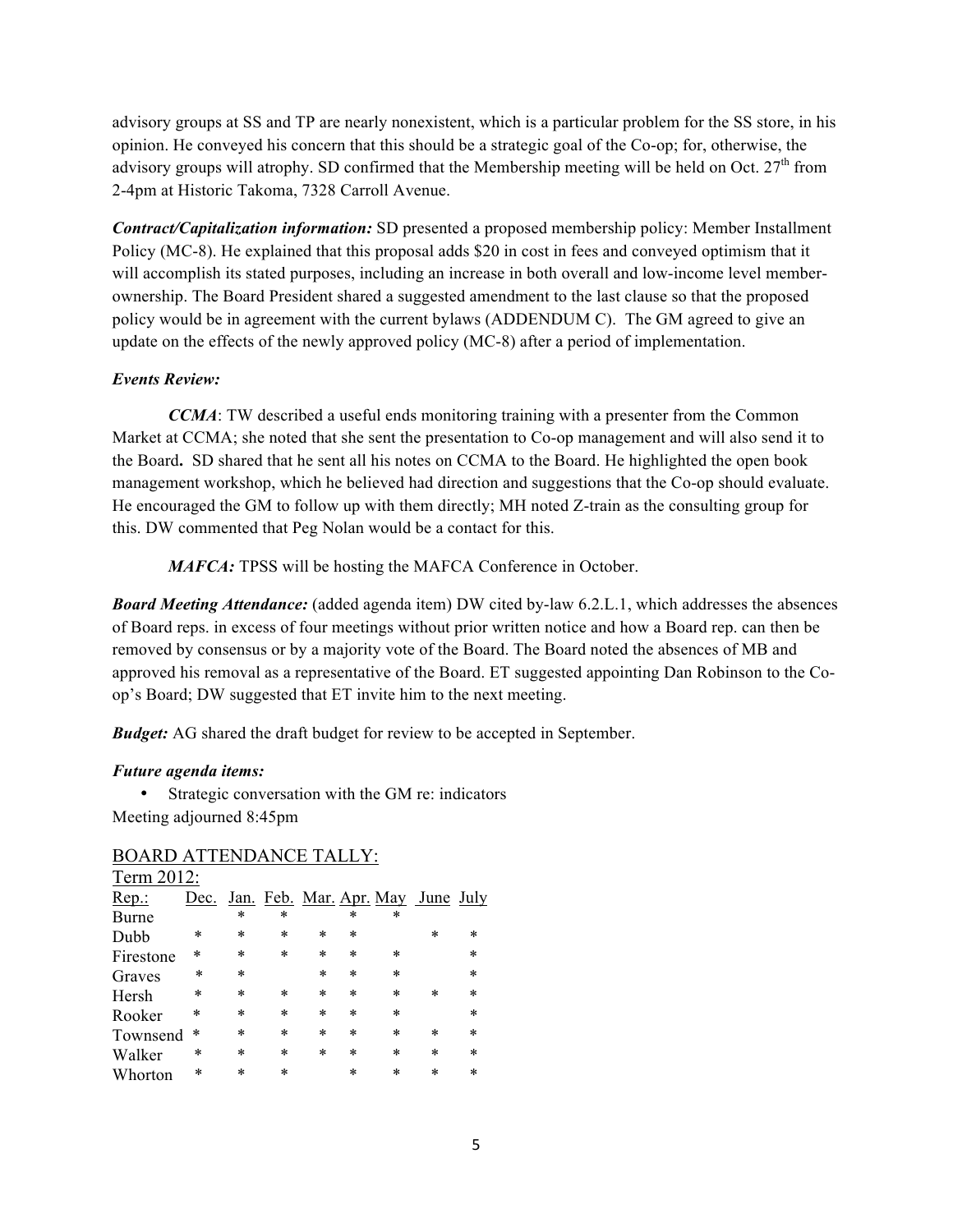advisory groups at SS and TP are nearly nonexistent, which is a particular problem for the SS store, in his opinion. He conveyed his concern that this should be a strategic goal of the Co-op; for, otherwise, the advisory groups will atrophy. SD confirmed that the Membership meeting will be held on Oct. 27th from 2-4pm at Historic Takoma, 7328 Carroll Avenue.

***Contract/Capitalization information:*** SD presented a proposed membership policy: Member Installment Policy (MC-8). He explained that this proposal adds $20 in cost in fees and conveyed optimism that it will accomplish its stated purposes, including an increase in both overall and low-income level member-ownership. The Board President shared a suggested amendment to the last clause so that the proposed policy would be in agreement with the current bylaws (ADDENDUM C). The GM agreed to give an update on the effects of the newly approved policy (MC-8) after a period of implementation.

***Events Review:***

***CCMA***: TW described a useful ends monitoring training with a presenter from the Common Market at CCMA; she noted that she sent the presentation to Co-op management and will also send it to the Board**.** SD shared that he sent all his notes on CCMA to the Board. He highlighted the open book management workshop, which he believed had direction and suggestions that the Co-op should evaluate. He encouraged the GM to follow up with them directly; MH noted Z-train as the consulting group for this. DW commented that Peg Nolan would be a contact for this.

***MAFCA:*** TPSS will be hosting the MAFCA Conference in October.

***Board Meeting Attendance:*** (added agenda item) DW cited by-law 6.2.L.1, which addresses the absences of Board reps. in excess of four meetings without prior written notice and how a Board rep. can then be removed by consensus or by a majority vote of the Board. The Board noted the absences of MB and approved his removal as a representative of the Board. ET suggested appointing Dan Robinson to the Co-op's Board; DW suggested that ET invite him to the next meeting.

***Budget:*** AG shared the draft budget for review to be accepted in September.

***Future agenda items:***

- Strategic conversation with the GM re: indicators

Meeting adjourned 8:45pm

BOARD ATTENDANCE TALLY:

Term 2012:

| Rep.: | Dec. | Jan. | Feb. | Mar. | Apr. | May | June | July |
|---|---|---|---|---|---|---|---|---|
| Burne | | * | * | | * | * | | |
| Dubb | * | * | * | * | * | | * | * |
| Firestone | * | * | * | * | * | * | | * |
| Graves | * | * | | * | * | * | | * |
| Hersh | * | * | * | * | * | * | * | * |
| Rooker | * | * | * | * | * | * | | * |
| Townsend | * | * | * | * | * | * | * | * |
| Walker | * | * | * | * | * | * | * | * |
| Whorton | * | * | * | | * | * | * | * |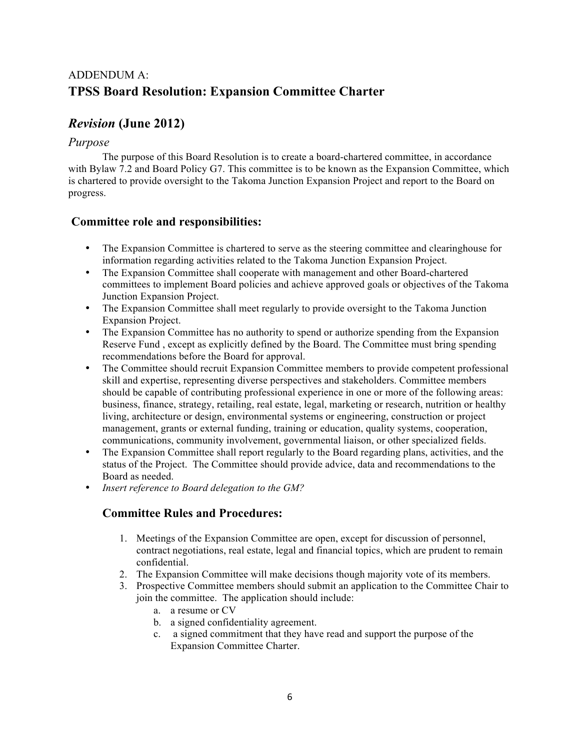ADDENDUM A:

# TPSS Board Resolution: Expansion Committee Charter

## *Revision* (June 2012)

### *Purpose*

The purpose of this Board Resolution is to create a board-chartered committee, in accordance with Bylaw 7.2 and Board Policy G7. This committee is to be known as the Expansion Committee, which is chartered to provide oversight to the Takoma Junction Expansion Project and report to the Board on progress.

## Committee role and responsibilities:

- The Expansion Committee is chartered to serve as the steering committee and clearinghouse for information regarding activities related to the Takoma Junction Expansion Project.
- The Expansion Committee shall cooperate with management and other Board-chartered committees to implement Board policies and achieve approved goals or objectives of the Takoma Junction Expansion Project.
- The Expansion Committee shall meet regularly to provide oversight to the Takoma Junction Expansion Project.
- The Expansion Committee has no authority to spend or authorize spending from the Expansion Reserve Fund , except as explicitly defined by the Board. The Committee must bring spending recommendations before the Board for approval.
- The Committee should recruit Expansion Committee members to provide competent professional skill and expertise, representing diverse perspectives and stakeholders. Committee members should be capable of contributing professional experience in one or more of the following areas: business, finance, strategy, retailing, real estate, legal, marketing or research, nutrition or healthy living, architecture or design, environmental systems or engineering, construction or project management, grants or external funding, training or education, quality systems, cooperation, communications, community involvement, governmental liaison, or other specialized fields.
- The Expansion Committee shall report regularly to the Board regarding plans, activities, and the status of the Project. The Committee should provide advice, data and recommendations to the Board as needed.
- *Insert reference to Board delegation to the GM?*

## Committee Rules and Procedures:

1. Meetings of the Expansion Committee are open, except for discussion of personnel, contract negotiations, real estate, legal and financial topics, which are prudent to remain confidential.
2. The Expansion Committee will make decisions though majority vote of its members.
3. Prospective Committee members should submit an application to the Committee Chair to join the committee. The application should include:
   a. a resume or CV
   b. a signed confidentiality agreement.
   c. a signed commitment that they have read and support the purpose of the Expansion Committee Charter.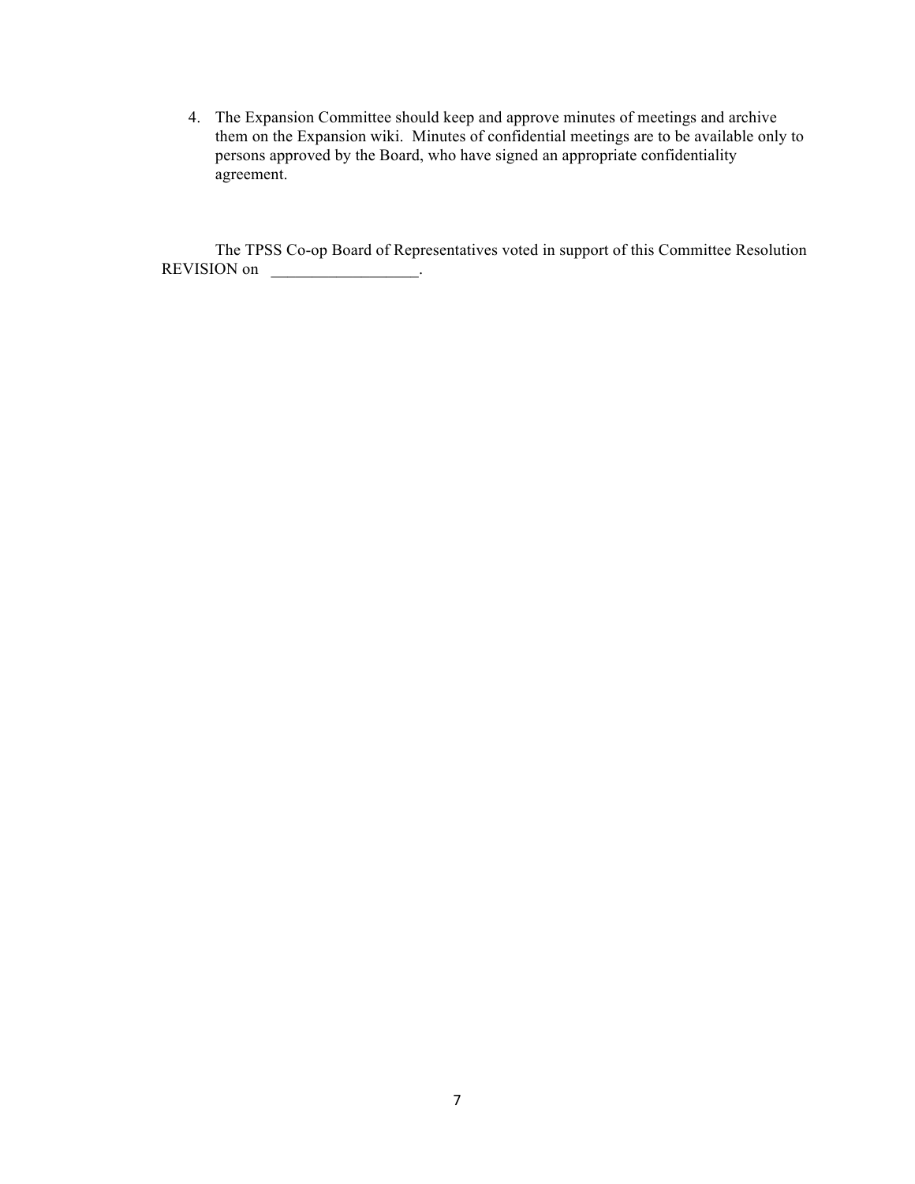4. The Expansion Committee should keep and approve minutes of meetings and archive them on the Expansion wiki. Minutes of confidential meetings are to be available only to persons approved by the Board, who have signed an appropriate confidentiality agreement.

The TPSS Co-op Board of Representatives voted in support of this Committee Resolution REVISION on __________________.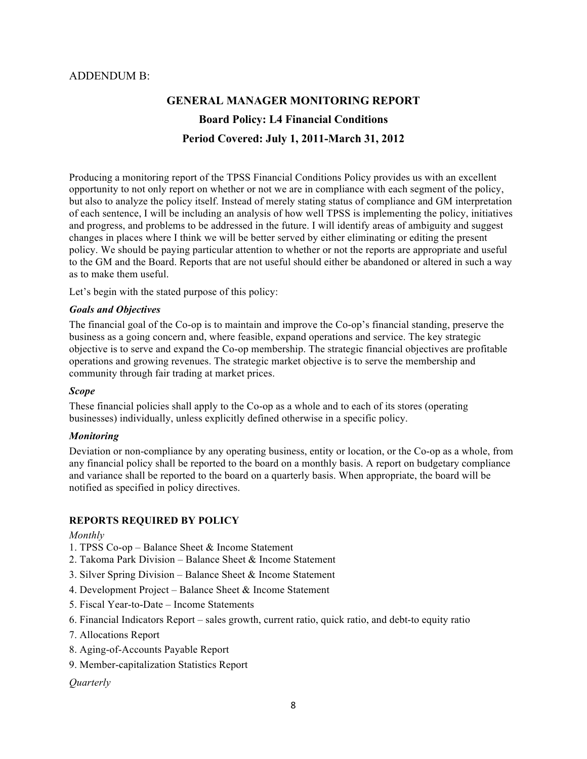ADDENDUM B:

# GENERAL MANAGER MONITORING REPORT

## Board Policy: L4 Financial Conditions

## Period Covered: July 1, 2011-March 31, 2012

Producing a monitoring report of the TPSS Financial Conditions Policy provides us with an excellent opportunity to not only report on whether or not we are in compliance with each segment of the policy, but also to analyze the policy itself. Instead of merely stating status of compliance and GM interpretation of each sentence, I will be including an analysis of how well TPSS is implementing the policy, initiatives and progress, and problems to be addressed in the future. I will identify areas of ambiguity and suggest changes in places where I think we will be better served by either eliminating or editing the present policy. We should be paying particular attention to whether or not the reports are appropriate and useful to the GM and the Board. Reports that are not useful should either be abandoned or altered in such a way as to make them useful.

Let's begin with the stated purpose of this policy:

***Goals and Objectives***

The financial goal of the Co-op is to maintain and improve the Co-op's financial standing, preserve the business as a going concern and, where feasible, expand operations and service. The key strategic objective is to serve and expand the Co-op membership. The strategic financial objectives are profitable operations and growing revenues. The strategic market objective is to serve the membership and community through fair trading at market prices.

***Scope***

These financial policies shall apply to the Co-op as a whole and to each of its stores (operating businesses) individually, unless explicitly defined otherwise in a specific policy.

***Monitoring***

Deviation or non-compliance by any operating business, entity or location, or the Co-op as a whole, from any financial policy shall be reported to the board on a monthly basis. A report on budgetary compliance and variance shall be reported to the board on a quarterly basis. When appropriate, the board will be notified as specified in policy directives.

**REPORTS REQUIRED BY POLICY**

*Monthly*

1. TPSS Co-op – Balance Sheet & Income Statement
2. Takoma Park Division – Balance Sheet & Income Statement
3. Silver Spring Division – Balance Sheet & Income Statement
4. Development Project – Balance Sheet & Income Statement
5. Fiscal Year-to-Date – Income Statements
6. Financial Indicators Report – sales growth, current ratio, quick ratio, and debt-to equity ratio
7. Allocations Report
8. Aging-of-Accounts Payable Report
9. Member-capitalization Statistics Report

*Quarterly*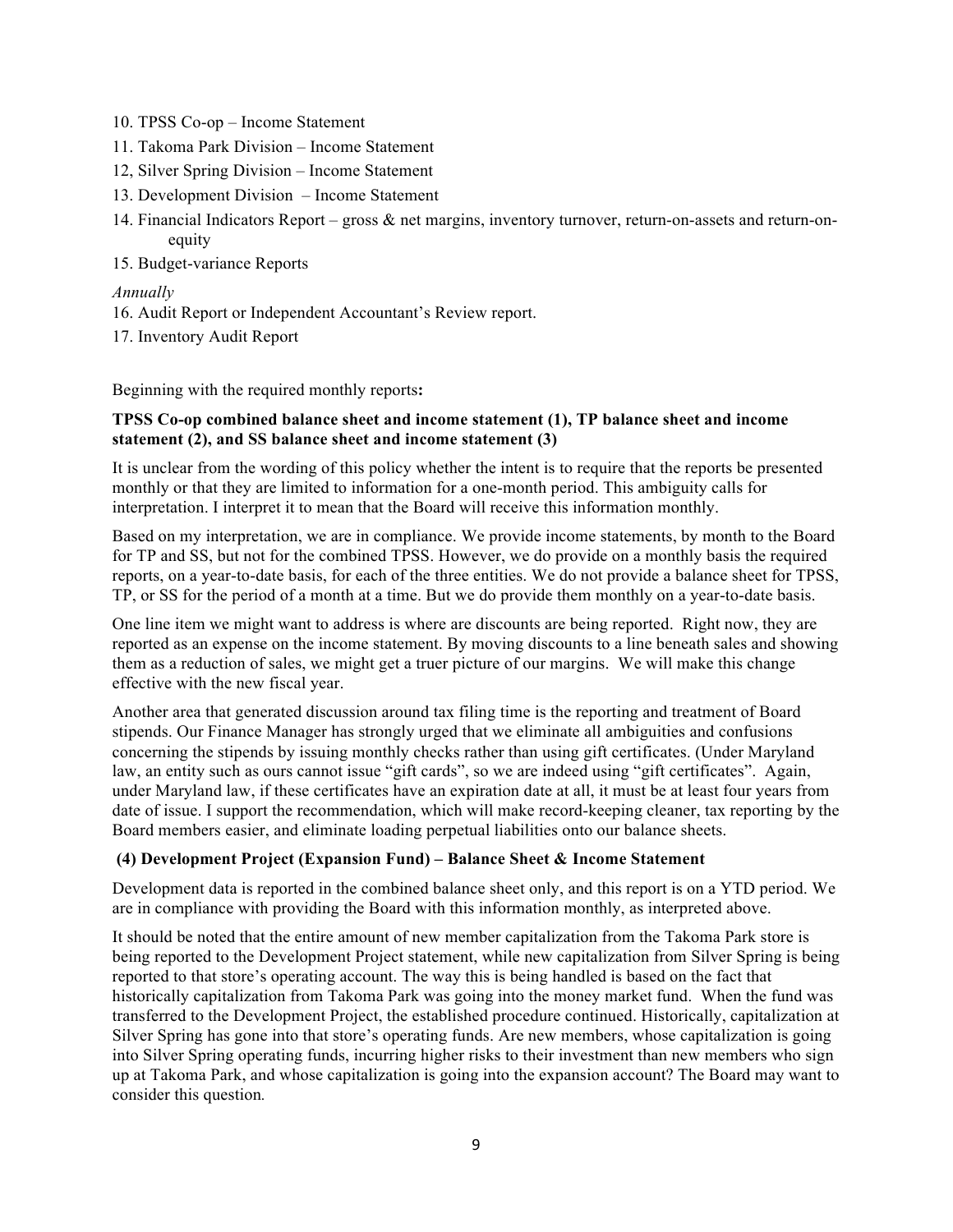10. TPSS Co-op – Income Statement
11. Takoma Park Division – Income Statement
12, Silver Spring Division – Income Statement
13. Development Division – Income Statement
14. Financial Indicators Report – gross & net margins, inventory turnover, return-on-assets and return-on-equity
15. Budget-variance Reports

*Annually*

16. Audit Report or Independent Accountant's Review report.
17. Inventory Audit Report

Beginning with the required monthly reports**:**

**TPSS Co-op combined balance sheet and income statement (1), TP balance sheet and income statement (2), and SS balance sheet and income statement (3)**

It is unclear from the wording of this policy whether the intent is to require that the reports be presented monthly or that they are limited to information for a one-month period. This ambiguity calls for interpretation. I interpret it to mean that the Board will receive this information monthly.

Based on my interpretation, we are in compliance. We provide income statements, by month to the Board for TP and SS, but not for the combined TPSS. However, we do provide on a monthly basis the required reports, on a year-to-date basis, for each of the three entities. We do not provide a balance sheet for TPSS, TP, or SS for the period of a month at a time. But we do provide them monthly on a year-to-date basis.

One line item we might want to address is where are discounts are being reported. Right now, they are reported as an expense on the income statement. By moving discounts to a line beneath sales and showing them as a reduction of sales, we might get a truer picture of our margins. We will make this change effective with the new fiscal year.

Another area that generated discussion around tax filing time is the reporting and treatment of Board stipends. Our Finance Manager has strongly urged that we eliminate all ambiguities and confusions concerning the stipends by issuing monthly checks rather than using gift certificates. (Under Maryland law, an entity such as ours cannot issue "gift cards", so we are indeed using "gift certificates". Again, under Maryland law, if these certificates have an expiration date at all, it must be at least four years from date of issue. I support the recommendation, which will make record-keeping cleaner, tax reporting by the Board members easier, and eliminate loading perpetual liabilities onto our balance sheets.

**(4) Development Project (Expansion Fund) – Balance Sheet & Income Statement**

Development data is reported in the combined balance sheet only, and this report is on a YTD period. We are in compliance with providing the Board with this information monthly, as interpreted above.

It should be noted that the entire amount of new member capitalization from the Takoma Park store is being reported to the Development Project statement, while new capitalization from Silver Spring is being reported to that store's operating account. The way this is being handled is based on the fact that historically capitalization from Takoma Park was going into the money market fund. When the fund was transferred to the Development Project, the established procedure continued. Historically, capitalization at Silver Spring has gone into that store's operating funds. Are new members, whose capitalization is going into Silver Spring operating funds, incurring higher risks to their investment than new members who sign up at Takoma Park, and whose capitalization is going into the expansion account? The Board may want to consider this question.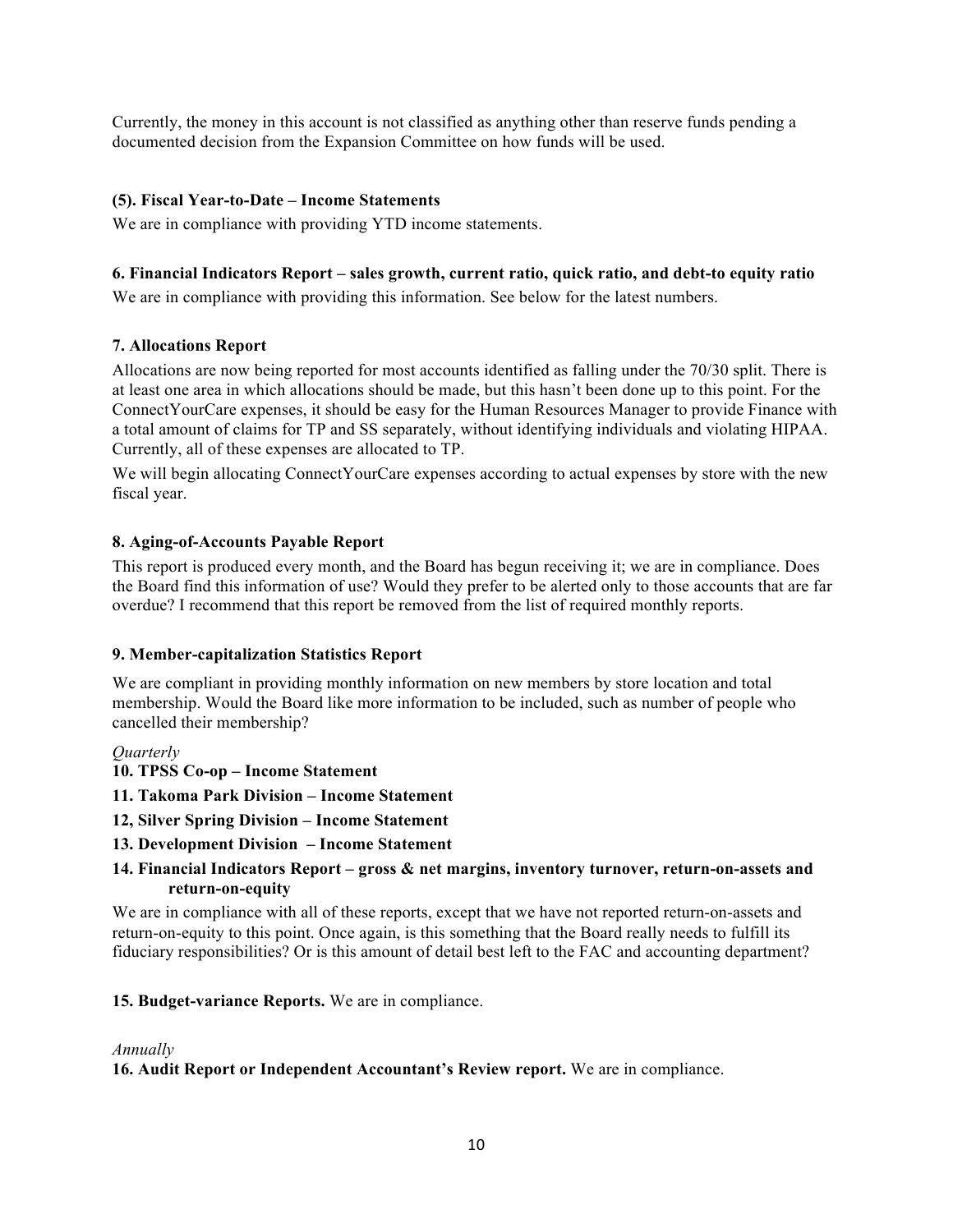Currently, the money in this account is not classified as anything other than reserve funds pending a documented decision from the Expansion Committee on how funds will be used.

**(5). Fiscal Year-to-Date – Income Statements**

We are in compliance with providing YTD income statements.

**6. Financial Indicators Report – sales growth, current ratio, quick ratio, and debt-to equity ratio**

We are in compliance with providing this information. See below for the latest numbers.

**7. Allocations Report**

Allocations are now being reported for most accounts identified as falling under the 70/30 split. There is at least one area in which allocations should be made, but this hasn't been done up to this point. For the ConnectYourCare expenses, it should be easy for the Human Resources Manager to provide Finance with a total amount of claims for TP and SS separately, without identifying individuals and violating HIPAA. Currently, all of these expenses are allocated to TP.

We will begin allocating ConnectYourCare expenses according to actual expenses by store with the new fiscal year.

**8. Aging-of-Accounts Payable Report**

This report is produced every month, and the Board has begun receiving it; we are in compliance. Does the Board find this information of use? Would they prefer to be alerted only to those accounts that are far overdue? I recommend that this report be removed from the list of required monthly reports.

**9. Member-capitalization Statistics Report**

We are compliant in providing monthly information on new members by store location and total membership. Would the Board like more information to be included, such as number of people who cancelled their membership?

*Quarterly*

**10. TPSS Co-op – Income Statement**

**11. Takoma Park Division – Income Statement**

**12, Silver Spring Division – Income Statement**

**13. Development Division – Income Statement**

**14. Financial Indicators Report – gross & net margins, inventory turnover, return-on-assets and return-on-equity**

We are in compliance with all of these reports, except that we have not reported return-on-assets and return-on-equity to this point. Once again, is this something that the Board really needs to fulfill its fiduciary responsibilities? Or is this amount of detail best left to the FAC and accounting department?

**15. Budget-variance Reports.** We are in compliance.

*Annually*

**16. Audit Report or Independent Accountant's Review report.** We are in compliance.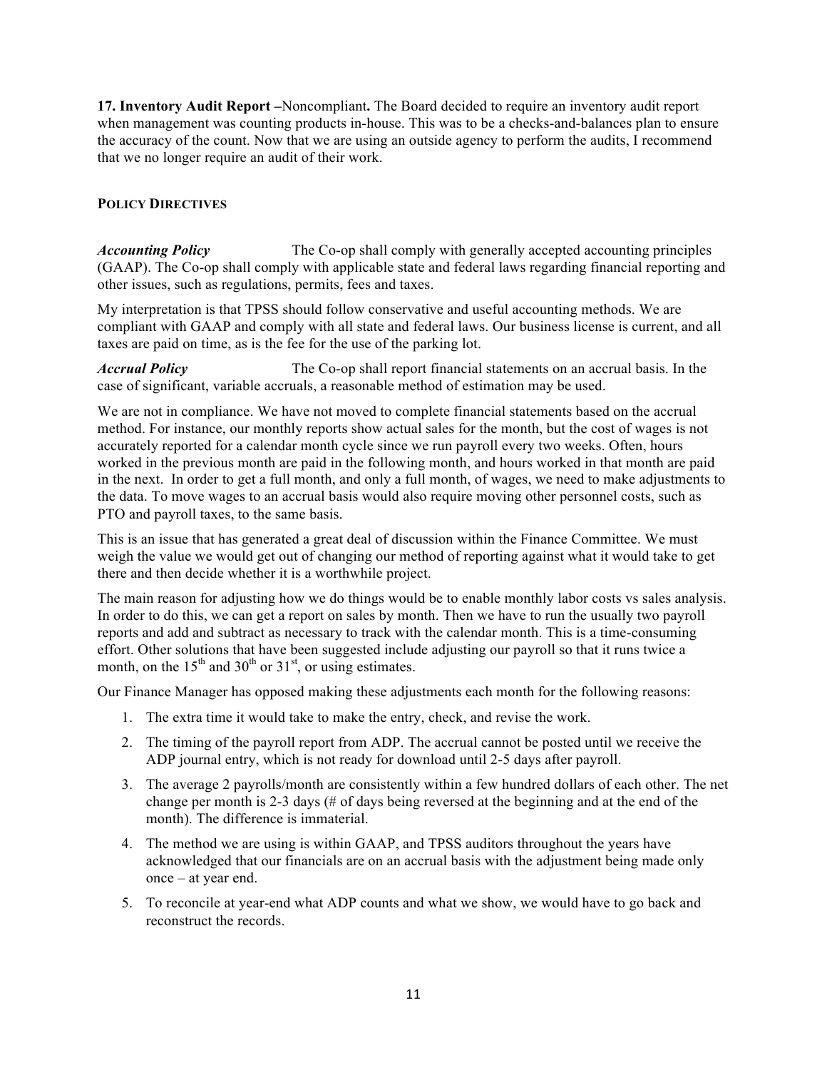**17. Inventory Audit Report –**Noncompliant**.** The Board decided to require an inventory audit report when management was counting products in-house. This was to be a checks-and-balances plan to ensure the accuracy of the count. Now that we are using an outside agency to perform the audits, I recommend that we no longer require an audit of their work.

### POLICY DIRECTIVES

***Accounting Policy*** The Co-op shall comply with generally accepted accounting principles (GAAP). The Co-op shall comply with applicable state and federal laws regarding financial reporting and other issues, such as regulations, permits, fees and taxes.

My interpretation is that TPSS should follow conservative and useful accounting methods. We are compliant with GAAP and comply with all state and federal laws. Our business license is current, and all taxes are paid on time, as is the fee for the use of the parking lot.

***Accrual Policy*** The Co-op shall report financial statements on an accrual basis. In the case of significant, variable accruals, a reasonable method of estimation may be used.

We are not in compliance. We have not moved to complete financial statements based on the accrual method. For instance, our monthly reports show actual sales for the month, but the cost of wages is not accurately reported for a calendar month cycle since we run payroll every two weeks. Often, hours worked in the previous month are paid in the following month, and hours worked in that month are paid in the next. In order to get a full month, and only a full month, of wages, we need to make adjustments to the data. To move wages to an accrual basis would also require moving other personnel costs, such as PTO and payroll taxes, to the same basis.

This is an issue that has generated a great deal of discussion within the Finance Committee. We must weigh the value we would get out of changing our method of reporting against what it would take to get there and then decide whether it is a worthwhile project.

The main reason for adjusting how we do things would be to enable monthly labor costs vs sales analysis. In order to do this, we can get a report on sales by month. Then we have to run the usually two payroll reports and add and subtract as necessary to track with the calendar month. This is a time-consuming effort. Other solutions that have been suggested include adjusting our payroll so that it runs twice a month, on the 15th and 30th or 31st, or using estimates.

Our Finance Manager has opposed making these adjustments each month for the following reasons:

1. The extra time it would take to make the entry, check, and revise the work.
2. The timing of the payroll report from ADP. The accrual cannot be posted until we receive the ADP journal entry, which is not ready for download until 2-5 days after payroll.
3. The average 2 payrolls/month are consistently within a few hundred dollars of each other. The net change per month is 2-3 days (# of days being reversed at the beginning and at the end of the month). The difference is immaterial.
4. The method we are using is within GAAP, and TPSS auditors throughout the years have acknowledged that our financials are on an accrual basis with the adjustment being made only once – at year end.
5. To reconcile at year-end what ADP counts and what we show, we would have to go back and reconstruct the records.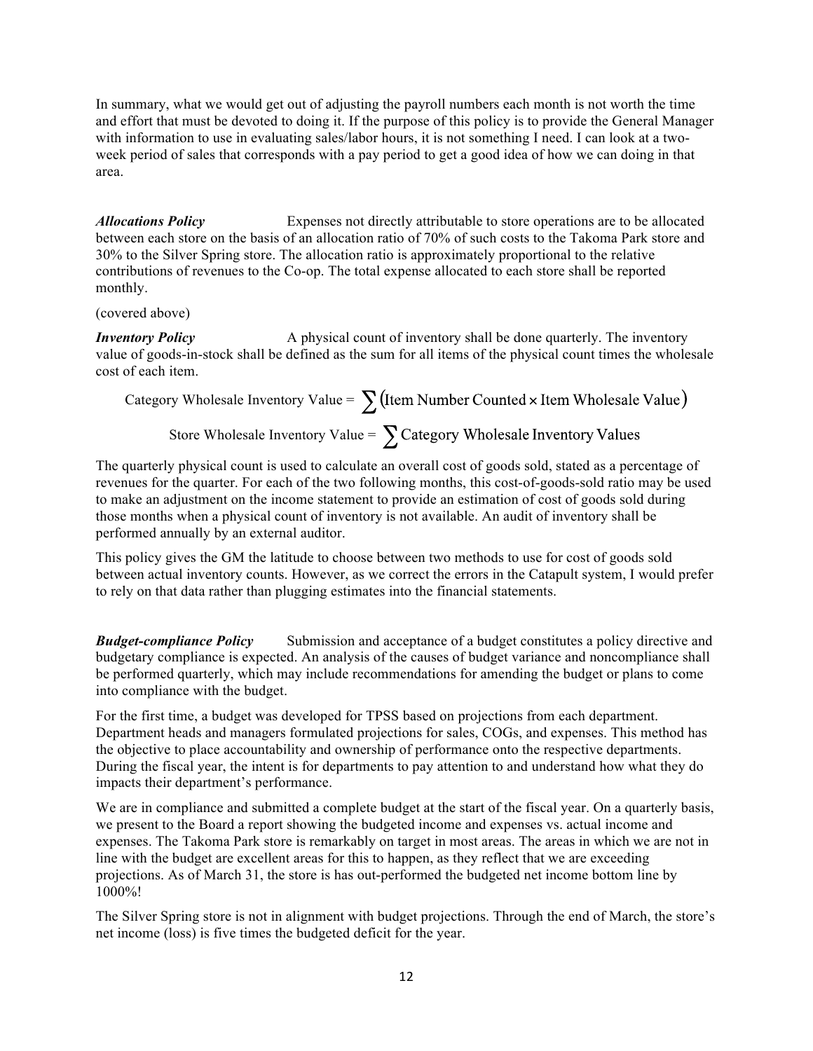In summary, what we would get out of adjusting the payroll numbers each month is not worth the time and effort that must be devoted to doing it. If the purpose of this policy is to provide the General Manager with information to use in evaluating sales/labor hours, it is not something I need. I can look at a two-week period of sales that corresponds with a pay period to get a good idea of how we can doing in that area.

***Allocations Policy*** Expenses not directly attributable to store operations are to be allocated between each store on the basis of an allocation ratio of 70% of such costs to the Takoma Park store and 30% to the Silver Spring store. The allocation ratio is approximately proportional to the relative contributions of revenues to the Co-op. The total expense allocated to each store shall be reported monthly.

(covered above)

***Inventory Policy*** A physical count of inventory shall be done quarterly. The inventory value of goods-in-stock shall be defined as the sum for all items of the physical count times the wholesale cost of each item.

$$\text{Category Wholesale Inventory Value} = \sum (\text{Item Number Counted} \times \text{Item Wholesale Value})$$

$$\text{Store Wholesale Inventory Value} = \sum \text{Category Wholesale Inventory Values}$$

The quarterly physical count is used to calculate an overall cost of goods sold, stated as a percentage of revenues for the quarter. For each of the two following months, this cost-of-goods-sold ratio may be used to make an adjustment on the income statement to provide an estimation of cost of goods sold during those months when a physical count of inventory is not available. An audit of inventory shall be performed annually by an external auditor.

This policy gives the GM the latitude to choose between two methods to use for cost of goods sold between actual inventory counts. However, as we correct the errors in the Catapult system, I would prefer to rely on that data rather than plugging estimates into the financial statements.

***Budget-compliance Policy*** Submission and acceptance of a budget constitutes a policy directive and budgetary compliance is expected. An analysis of the causes of budget variance and noncompliance shall be performed quarterly, which may include recommendations for amending the budget or plans to come into compliance with the budget.

For the first time, a budget was developed for TPSS based on projections from each department. Department heads and managers formulated projections for sales, COGs, and expenses. This method has the objective to place accountability and ownership of performance onto the respective departments. During the fiscal year, the intent is for departments to pay attention to and understand how what they do impacts their department's performance.

We are in compliance and submitted a complete budget at the start of the fiscal year. On a quarterly basis, we present to the Board a report showing the budgeted income and expenses vs. actual income and expenses. The Takoma Park store is remarkably on target in most areas. The areas in which we are not in line with the budget are excellent areas for this to happen, as they reflect that we are exceeding projections. As of March 31, the store is has out-performed the budgeted net income bottom line by 1000%!

The Silver Spring store is not in alignment with budget projections. Through the end of March, the store's net income (loss) is five times the budgeted deficit for the year.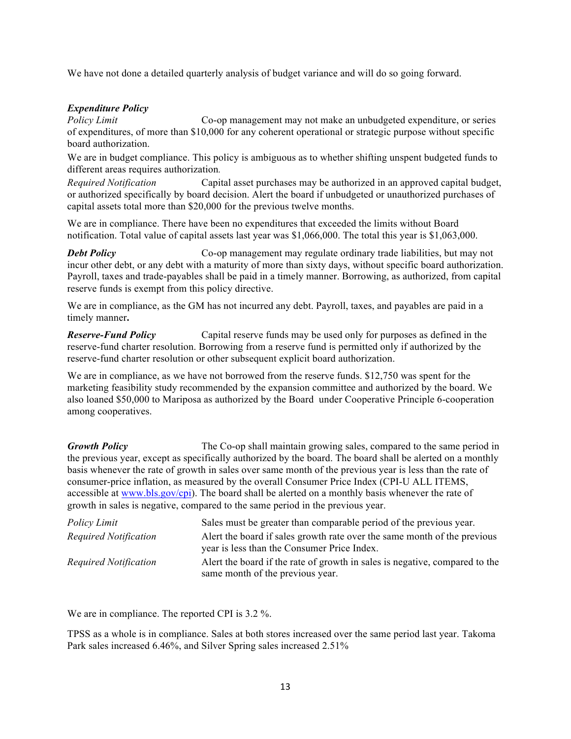We have not done a detailed quarterly analysis of budget variance and will do so going forward.

***Expenditure Policy***

*Policy Limit* Co-op management may not make an unbudgeted expenditure, or series of expenditures, of more than $10,000 for any coherent operational or strategic purpose without specific board authorization.

We are in budget compliance. This policy is ambiguous as to whether shifting unspent budgeted funds to different areas requires authorization.

*Required Notification* Capital asset purchases may be authorized in an approved capital budget, or authorized specifically by board decision. Alert the board if unbudgeted or unauthorized purchases of capital assets total more than $20,000 for the previous twelve months.

We are in compliance. There have been no expenditures that exceeded the limits without Board notification. Total value of capital assets last year was $1,066,000. The total this year is $1,063,000.

***Debt Policy*** Co-op management may regulate ordinary trade liabilities, but may not incur other debt, or any debt with a maturity of more than sixty days, without specific board authorization. Payroll, taxes and trade-payables shall be paid in a timely manner. Borrowing, as authorized, from capital reserve funds is exempt from this policy directive.

We are in compliance, as the GM has not incurred any debt. Payroll, taxes, and payables are paid in a timely manner**.**

***Reserve-Fund Policy*** Capital reserve funds may be used only for purposes as defined in the reserve-fund charter resolution. Borrowing from a reserve fund is permitted only if authorized by the reserve-fund charter resolution or other subsequent explicit board authorization.

We are in compliance, as we have not borrowed from the reserve funds. $12,750 was spent for the marketing feasibility study recommended by the expansion committee and authorized by the board. We also loaned $50,000 to Mariposa as authorized by the Board under Cooperative Principle 6-cooperation among cooperatives.

***Growth Policy*** The Co-op shall maintain growing sales, compared to the same period in the previous year, except as specifically authorized by the board. The board shall be alerted on a monthly basis whenever the rate of growth in sales over same month of the previous year is less than the rate of consumer-price inflation, as measured by the overall Consumer Price Index (CPI-U ALL ITEMS, accessible at www.bls.gov/cpi). The board shall be alerted on a monthly basis whenever the rate of growth in sales is negative, compared to the same period in the previous year.

*Policy Limit* Sales must be greater than comparable period of the previous year.

*Required Notification* Alert the board if sales growth rate over the same month of the previous year is less than the Consumer Price Index.

*Required Notification* Alert the board if the rate of growth in sales is negative, compared to the same month of the previous year.

We are in compliance. The reported CPI is 3.2 %.

TPSS as a whole is in compliance. Sales at both stores increased over the same period last year. Takoma Park sales increased 6.46%, and Silver Spring sales increased 2.51%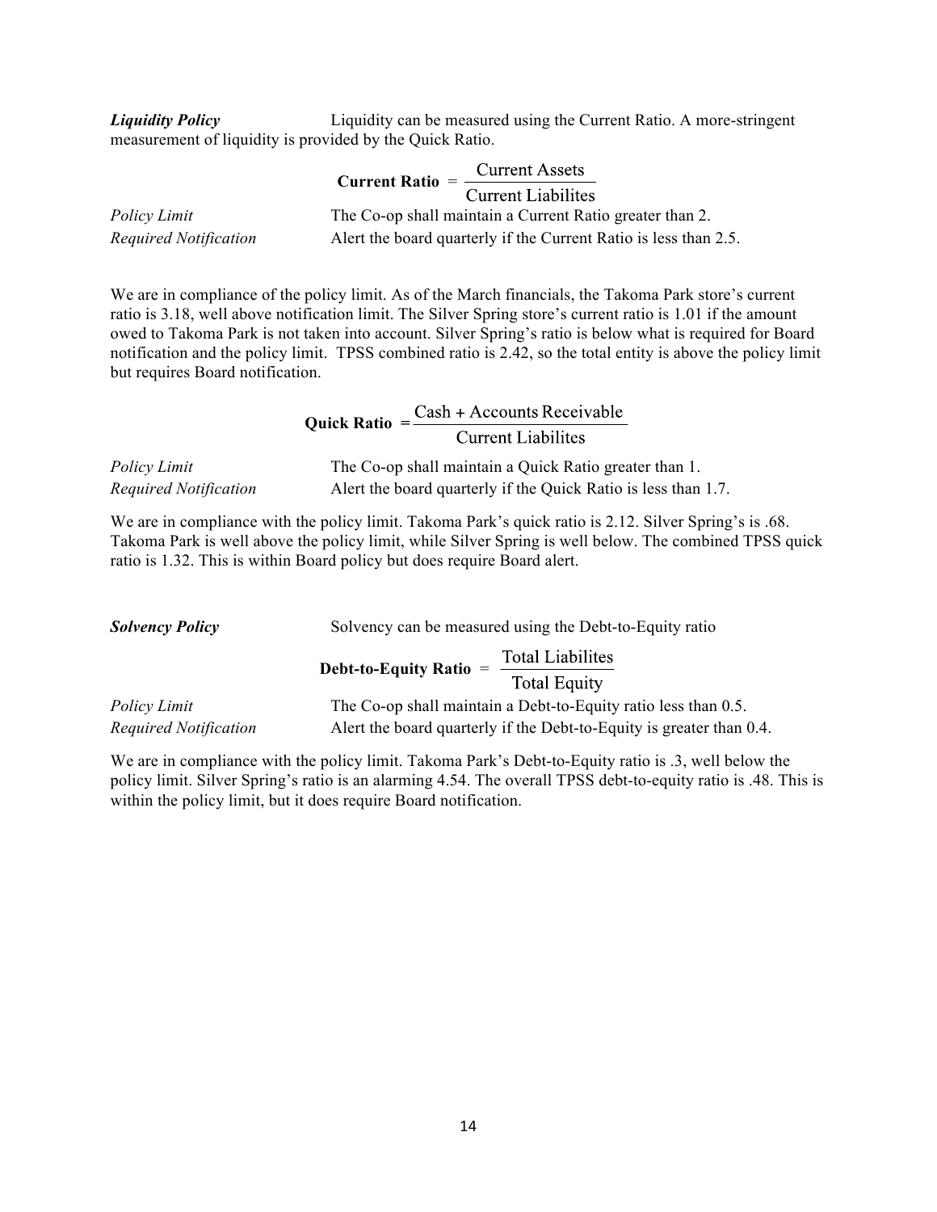***Liquidity Policy*** Liquidity can be measured using the Current Ratio. A more-stringent measurement of liquidity is provided by the Quick Ratio.

$$\textbf{Current Ratio} = \frac{\text{Current Assets}}{\text{Current Liabilites}}$$

*Policy Limit* The Co-op shall maintain a Current Ratio greater than 2.

*Required Notification* Alert the board quarterly if the Current Ratio is less than 2.5.

We are in compliance of the policy limit. As of the March financials, the Takoma Park store's current ratio is 3.18, well above notification limit. The Silver Spring store's current ratio is 1.01 if the amount owed to Takoma Park is not taken into account. Silver Spring's ratio is below what is required for Board notification and the policy limit. TPSS combined ratio is 2.42, so the total entity is above the policy limit but requires Board notification.

$$\textbf{Quick Ratio} = \frac{\text{Cash + Accounts Receivable}}{\text{Current Liabilites}}$$

*Policy Limit* The Co-op shall maintain a Quick Ratio greater than 1.

*Required Notification* Alert the board quarterly if the Quick Ratio is less than 1.7.

We are in compliance with the policy limit. Takoma Park's quick ratio is 2.12. Silver Spring's is .68. Takoma Park is well above the policy limit, while Silver Spring is well below. The combined TPSS quick ratio is 1.32. This is within Board policy but does require Board alert.

***Solvency Policy*** Solvency can be measured using the Debt-to-Equity ratio

$$\textbf{Debt-to-Equity Ratio} = \frac{\text{Total Liabilites}}{\text{Total Equity}}$$

*Policy Limit* The Co-op shall maintain a Debt-to-Equity ratio less than 0.5.

*Required Notification* Alert the board quarterly if the Debt-to-Equity is greater than 0.4.

We are in compliance with the policy limit. Takoma Park's Debt-to-Equity ratio is .3, well below the policy limit. Silver Spring's ratio is an alarming 4.54. The overall TPSS debt-to-equity ratio is .48. This is within the policy limit, but it does require Board notification.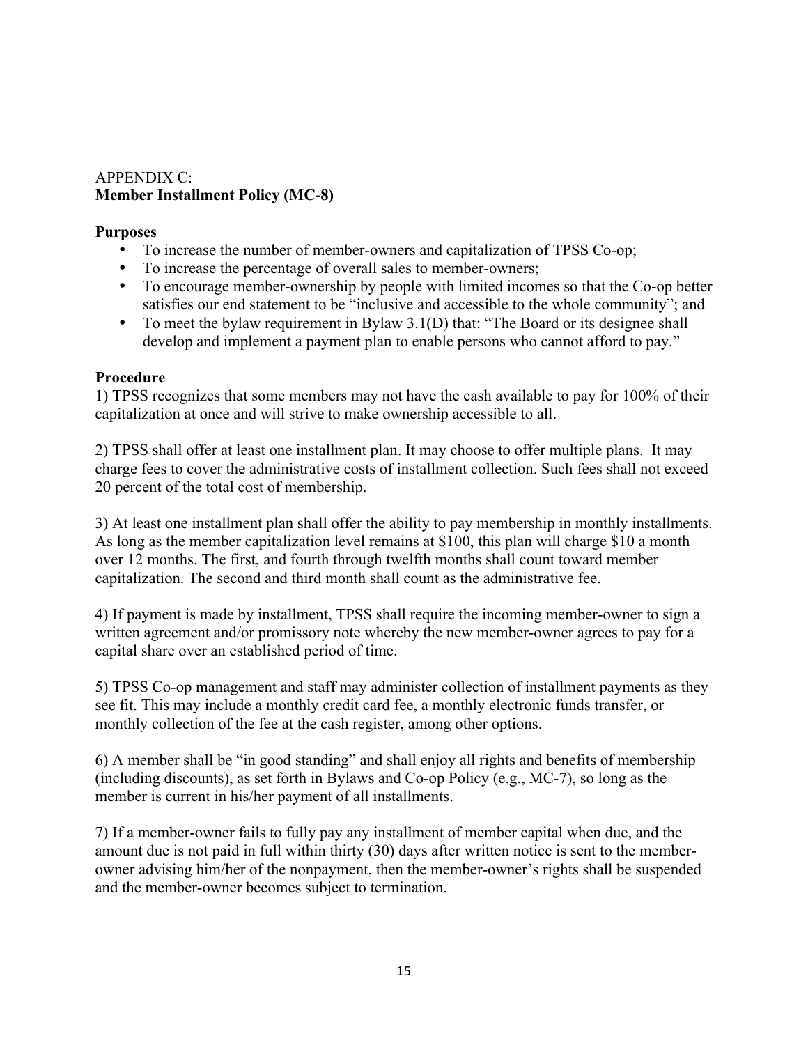APPENDIX C:
**Member Installment Policy (MC-8)**

**Purposes**

- To increase the number of member-owners and capitalization of TPSS Co-op;
- To increase the percentage of overall sales to member-owners;
- To encourage member-ownership by people with limited incomes so that the Co-op better satisfies our end statement to be "inclusive and accessible to the whole community"; and
- To meet the bylaw requirement in Bylaw 3.1(D) that: "The Board or its designee shall develop and implement a payment plan to enable persons who cannot afford to pay."

**Procedure**

1) TPSS recognizes that some members may not have the cash available to pay for 100% of their capitalization at once and will strive to make ownership accessible to all.

2) TPSS shall offer at least one installment plan. It may choose to offer multiple plans. It may charge fees to cover the administrative costs of installment collection. Such fees shall not exceed 20 percent of the total cost of membership.

3) At least one installment plan shall offer the ability to pay membership in monthly installments. As long as the member capitalization level remains at $100, this plan will charge $10 a month over 12 months. The first, and fourth through twelfth months shall count toward member capitalization. The second and third month shall count as the administrative fee.

4) If payment is made by installment, TPSS shall require the incoming member-owner to sign a written agreement and/or promissory note whereby the new member-owner agrees to pay for a capital share over an established period of time.

5) TPSS Co-op management and staff may administer collection of installment payments as they see fit. This may include a monthly credit card fee, a monthly electronic funds transfer, or monthly collection of the fee at the cash register, among other options.

6) A member shall be "in good standing" and shall enjoy all rights and benefits of membership (including discounts), as set forth in Bylaws and Co-op Policy (e.g., MC-7), so long as the member is current in his/her payment of all installments.

7) If a member-owner fails to fully pay any installment of member capital when due, and the amount due is not paid in full within thirty (30) days after written notice is sent to the member-owner advising him/her of the nonpayment, then the member-owner's rights shall be suspended and the member-owner becomes subject to termination.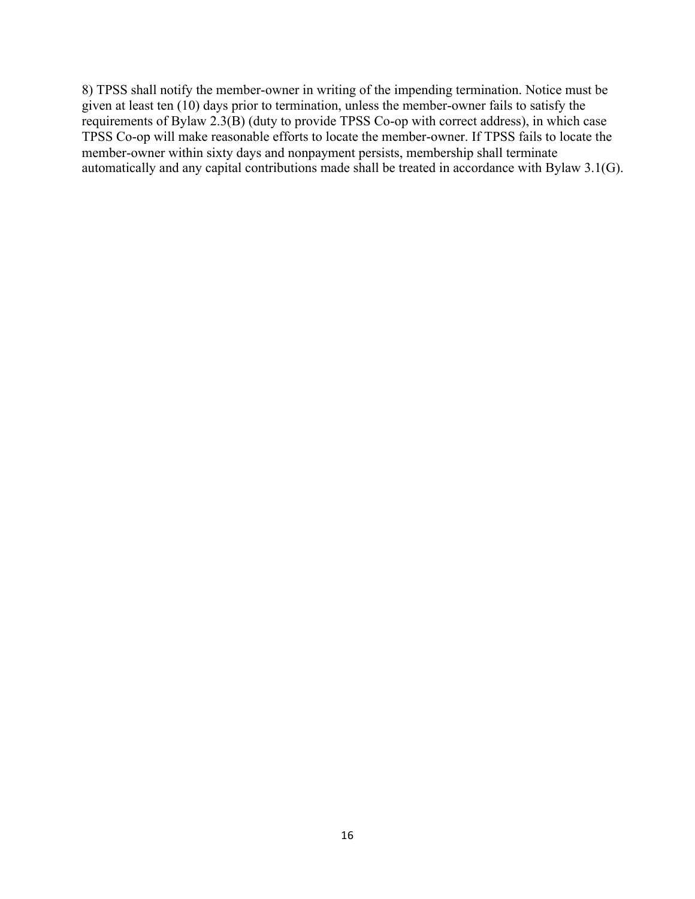8) TPSS shall notify the member-owner in writing of the impending termination. Notice must be given at least ten (10) days prior to termination, unless the member-owner fails to satisfy the requirements of Bylaw 2.3(B) (duty to provide TPSS Co-op with correct address), in which case TPSS Co-op will make reasonable efforts to locate the member-owner. If TPSS fails to locate the member-owner within sixty days and nonpayment persists, membership shall terminate automatically and any capital contributions made shall be treated in accordance with Bylaw 3.1(G).